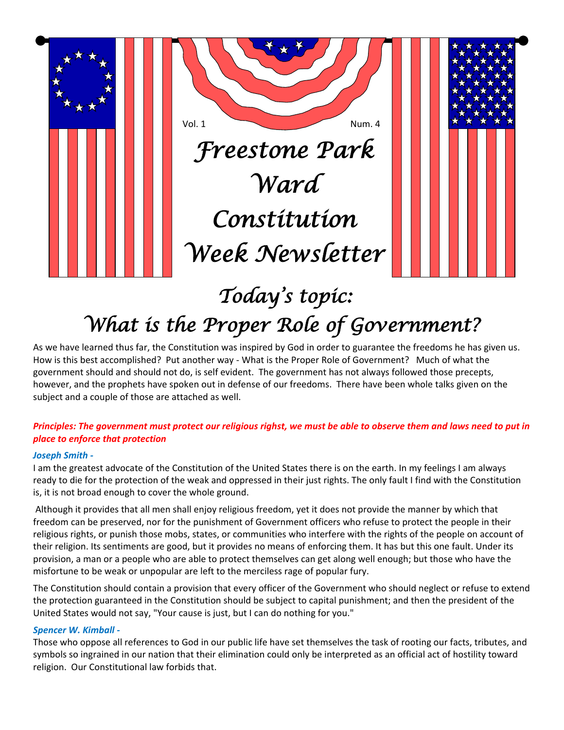Vol. 1 Num. 4

# Freestone Park Ward Constitution Week Newsletter

## Today's topic: What is the Proper Role of Government?

As we have learned thus far, the Constitution was inspired by God in order to guarantee the freedoms he has given us. How is this best accomplished? Put another way - What is the Proper Role of Government? Much of what the government should and should not do, is self evident. The government has not always followed those precepts, however, and the prophets have spoken out in defense of our freedoms. There have been whole talks given on the subject and a couple of those are attached as well.

***Principles: The government must protect our religious right, we must be able to observe them and laws need to put in place to enforce that protection***

***Joseph Smith -***

I am the greatest advocate of the Constitution of the United States there is on the earth. In my feelings I am always ready to die for the protection of the weak and oppressed in their just rights. The only fault I find with the Constitution is, it is not broad enough to cover the whole ground.

Although it provides that all men shall enjoy religious freedom, yet it does not provide the manner by which that freedom can be preserved, nor for the punishment of Government officers who refuse to protect the people in their religious rights, or punish those mobs, states, or communities who interfere with the rights of the people on account of their religion. Its sentiments are good, but it provides no means of enforcing them. It has but this one fault. Under its provision, a man or a people who are able to protect themselves can get along well enough; but those who have the misfortune to be weak or unpopular are left to the merciless rage of popular fury.

The Constitution should contain a provision that every officer of the Government who should neglect or refuse to extend the protection guaranteed in the Constitution should be subject to capital punishment; and then the president of the United States would not say, "Your cause is just, but I can do nothing for you."

***Spencer W. Kimball -***

Those who oppose all references to God in our public life have set themselves the task of rooting our facts, tributes, and symbols so ingrained in our nation that their elimination could only be interpreted as an official act of hostility toward religion. Our Constitutional law forbids that.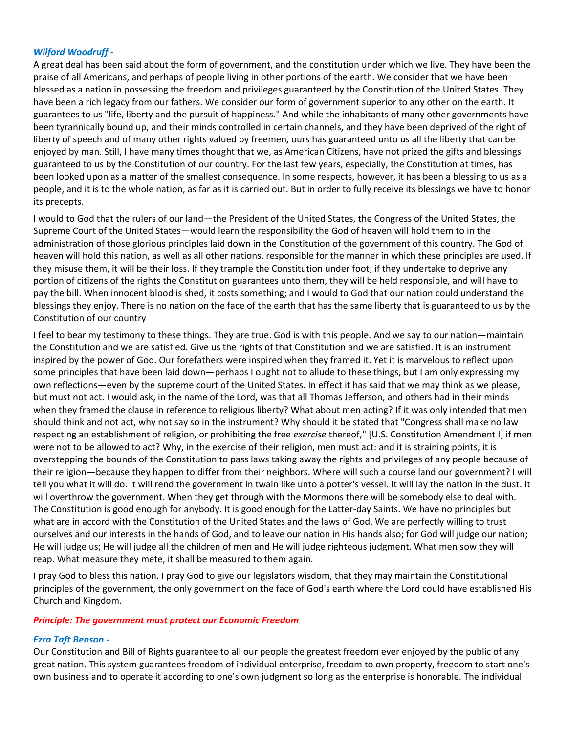***Wilford Woodruff -***

A great deal has been said about the form of government, and the constitution under which we live. They have been the praise of all Americans, and perhaps of people living in other portions of the earth. We consider that we have been blessed as a nation in possessing the freedom and privileges guaranteed by the Constitution of the United States. They have been a rich legacy from our fathers. We consider our form of government superior to any other on the earth. It guarantees to us "life, liberty and the pursuit of happiness." And while the inhabitants of many other governments have been tyrannically bound up, and their minds controlled in certain channels, and they have been deprived of the right of liberty of speech and of many other rights valued by freemen, ours has guaranteed unto us all the liberty that can be enjoyed by man. Still, I have many times thought that we, as American Citizens, have not prized the gifts and blessings guaranteed to us by the Constitution of our country. For the last few years, especially, the Constitution at times, has been looked upon as a matter of the smallest consequence. In some respects, however, it has been a blessing to us as a people, and it is to the whole nation, as far as it is carried out. But in order to fully receive its blessings we have to honor its precepts.

I would to God that the rulers of our land—the President of the United States, the Congress of the United States, the Supreme Court of the United States—would learn the responsibility the God of heaven will hold them to in the administration of those glorious principles laid down in the Constitution of the government of this country. The God of heaven will hold this nation, as well as all other nations, responsible for the manner in which these principles are used. If they misuse them, it will be their loss. If they trample the Constitution under foot; if they undertake to deprive any portion of citizens of the rights the Constitution guarantees unto them, they will be held responsible, and will have to pay the bill. When innocent blood is shed, it costs something; and I would to God that our nation could understand the blessings they enjoy. There is no nation on the face of the earth that has the same liberty that is guaranteed to us by the Constitution of our country

I feel to bear my testimony to these things. They are true. God is with this people. And we say to our nation—maintain the Constitution and we are satisfied. Give us the rights of that Constitution and we are satisfied. It is an instrument inspired by the power of God. Our forefathers were inspired when they framed it. Yet it is marvelous to reflect upon some principles that have been laid down—perhaps I ought not to allude to these things, but I am only expressing my own reflections—even by the supreme court of the United States. In effect it has said that we may think as we please, but must not act. I would ask, in the name of the Lord, was that all Thomas Jefferson, and others had in their minds when they framed the clause in reference to religious liberty? What about men acting? If it was only intended that men should think and not act, why not say so in the instrument? Why should it be stated that "Congress shall make no law respecting an establishment of religion, or prohibiting the free *exercise* thereof," [U.S. Constitution Amendment I] if men were not to be allowed to act? Why, in the exercise of their religion, men must act: and it is straining points, it is overstepping the bounds of the Constitution to pass laws taking away the rights and privileges of any people because of their religion—because they happen to differ from their neighbors. Where will such a course land our government? I will tell you what it will do. It will rend the government in twain like unto a potter's vessel. It will lay the nation in the dust. It will overthrow the government. When they get through with the Mormons there will be somebody else to deal with. The Constitution is good enough for anybody. It is good enough for the Latter-day Saints. We have no principles but what are in accord with the Constitution of the United States and the laws of God. We are perfectly willing to trust ourselves and our interests in the hands of God, and to leave our nation in His hands also; for God will judge our nation; He will judge us; He will judge all the children of men and He will judge righteous judgment. What men sow they will reap. What measure they mete, it shall be measured to them again.

I pray God to bless this nation. I pray God to give our legislators wisdom, that they may maintain the Constitutional principles of the government, the only government on the face of God's earth where the Lord could have established His Church and Kingdom.

***Principle: The government must protect our Economic Freedom***

***Ezra Taft Benson -***

Our Constitution and Bill of Rights guarantee to all our people the greatest freedom ever enjoyed by the public of any great nation. This system guarantees freedom of individual enterprise, freedom to own property, freedom to start one's own business and to operate it according to one's own judgment so long as the enterprise is honorable. The individual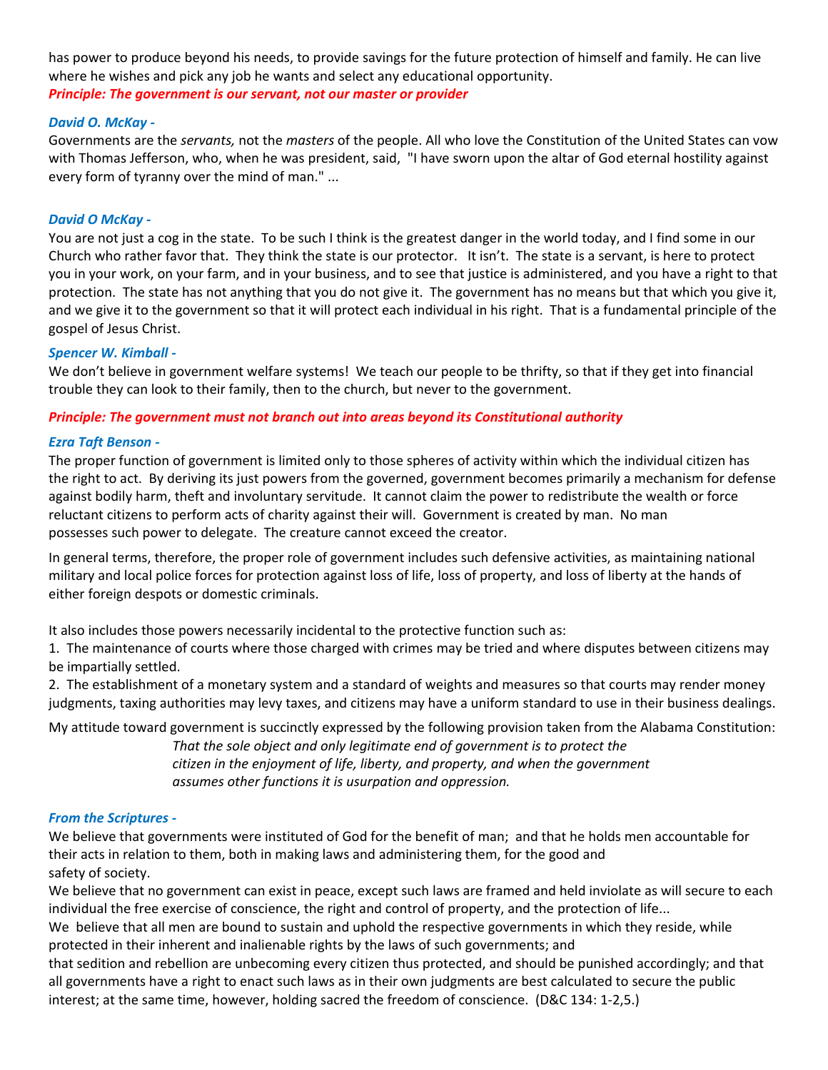has power to produce beyond his needs, to provide savings for the future protection of himself and family. He can live where he wishes and pick any job he wants and select any educational opportunity.

***Principle: The government is our servant, not our master or provider***

***David O. McKay -***

Governments are the *servants,* not the *masters* of the people. All who love the Constitution of the United States can vow with Thomas Jefferson, who, when he was president, said, "I have sworn upon the altar of God eternal hostility against every form of tyranny over the mind of man." ...

***David O McKay -***

You are not just a cog in the state. To be such I think is the greatest danger in the world today, and I find some in our Church who rather favor that. They think the state is our protector. It isn't. The state is a servant, is here to protect you in your work, on your farm, and in your business, and to see that justice is administered, and you have a right to that protection. The state has not anything that you do not give it. The government has no means but that which you give it, and we give it to the government so that it will protect each individual in his right. That is a fundamental principle of the gospel of Jesus Christ.

***Spencer W. Kimball -***

We don't believe in government welfare systems! We teach our people to be thrifty, so that if they get into financial trouble they can look to their family, then to the church, but never to the government.

***Principle: The government must not branch out into areas beyond its Constitutional authority***

***Ezra Taft Benson -***

The proper function of government is limited only to those spheres of activity within which the individual citizen has the right to act. By deriving its just powers from the governed, government becomes primarily a mechanism for defense against bodily harm, theft and involuntary servitude. It cannot claim the power to redistribute the wealth or force reluctant citizens to perform acts of charity against their will. Government is created by man. No man possesses such power to delegate. The creature cannot exceed the creator.

In general terms, therefore, the proper role of government includes such defensive activities, as maintaining national military and local police forces for protection against loss of life, loss of property, and loss of liberty at the hands of either foreign despots or domestic criminals.

It also includes those powers necessarily incidental to the protective function such as:

1. The maintenance of courts where those charged with crimes may be tried and where disputes between citizens may be impartially settled.
2. The establishment of a monetary system and a standard of weights and measures so that courts may render money judgments, taxing authorities may levy taxes, and citizens may have a uniform standard to use in their business dealings.

My attitude toward government is succinctly expressed by the following provision taken from the Alabama Constitution:

> *That the sole object and only legitimate end of government is to protect the citizen in the enjoyment of life, liberty, and property, and when the government assumes other functions it is usurpation and oppression.*

***From the Scriptures -***

We believe that governments were instituted of God for the benefit of man; and that he holds men accountable for their acts in relation to them, both in making laws and administering them, for the good and safety of society.

We believe that no government can exist in peace, except such laws are framed and held inviolate as will secure to each individual the free exercise of conscience, the right and control of property, and the protection of life...

We believe that all men are bound to sustain and uphold the respective governments in which they reside, while protected in their inherent and inalienable rights by the laws of such governments; and that sedition and rebellion are unbecoming every citizen thus protected, and should be punished accordingly; and that all governments have a right to enact such laws as in their own judgments are best calculated to secure the public interest; at the same time, however, holding sacred the freedom of conscience. (D&C 134: 1-2,5.)